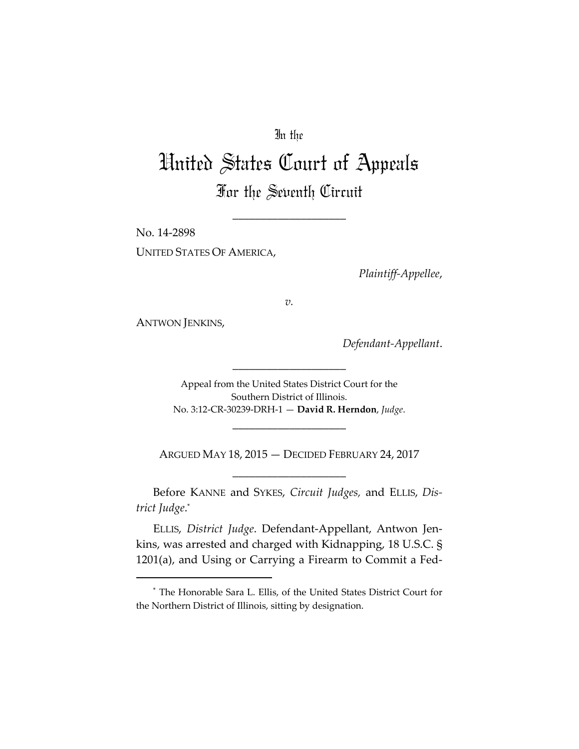In the

# United States Court of Appeals

## For the Seventh Circuit

\_\_\_\_\_\_\_\_\_\_\_\_\_\_\_\_\_\_\_\_

No. 14-2898

UNITED STATES OF AMERICA,

*Plaintiff-Appellee*,

*v.*

ANTWON JENKINS,

*Defendant-Appellant*.

\_\_\_\_\_\_\_\_\_\_\_\_\_\_\_\_\_\_\_\_

Appeal from the United States District Court for the Southern District of Illinois.
No. 3:12-CR-30239-DRH-1 — **David R. Herndon**, *Judge*.

\_\_\_\_\_\_\_\_\_\_\_\_\_\_\_\_\_\_\_\_

ARGUED MAY 18, 2015 — DECIDED FEBRUARY 24, 2017

\_\_\_\_\_\_\_\_\_\_\_\_\_\_\_\_\_\_\_\_

Before KANNE and SYKES, *Circuit Judges,* and ELLIS, *District Judge*.*

ELLIS, *District Judge*. Defendant-Appellant, Antwon Jenkins, was arrested and charged with Kidnapping, 18 U.S.C. § 1201(a), and Using or Carrying a Firearm to Commit a Fed-

\* The Honorable Sara L. Ellis, of the United States District Court for the Northern District of Illinois, sitting by designation.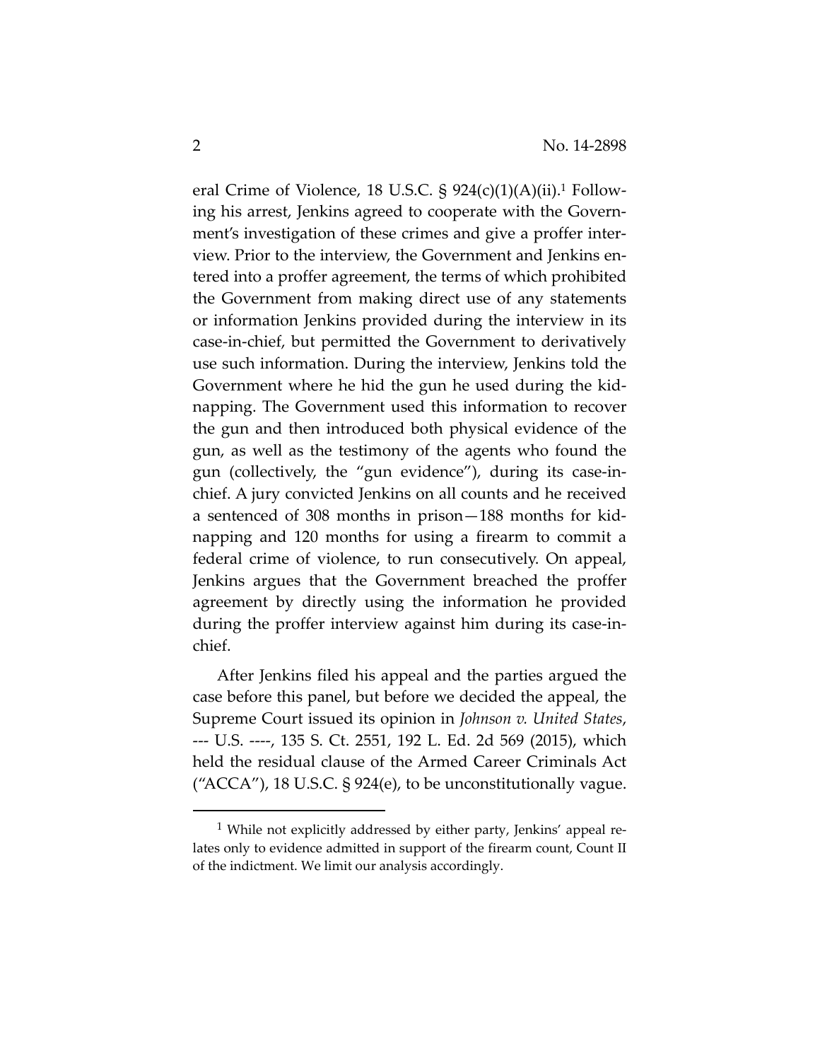eral Crime of Violence, 18 U.S.C. § 924(c)(1)(A)(ii).[1] Following his arrest, Jenkins agreed to cooperate with the Government's investigation of these crimes and give a proffer interview. Prior to the interview, the Government and Jenkins entered into a proffer agreement, the terms of which prohibited the Government from making direct use of any statements or information Jenkins provided during the interview in its case-in-chief, but permitted the Government to derivatively use such information. During the interview, Jenkins told the Government where he hid the gun he used during the kidnapping. The Government used this information to recover the gun and then introduced both physical evidence of the gun, as well as the testimony of the agents who found the gun (collectively, the "gun evidence"), during its case-in-chief. A jury convicted Jenkins on all counts and he received a sentenced of 308 months in prison—188 months for kidnapping and 120 months for using a firearm to commit a federal crime of violence, to run consecutively. On appeal, Jenkins argues that the Government breached the proffer agreement by directly using the information he provided during the proffer interview against him during its case-in-chief.

After Jenkins filed his appeal and the parties argued the case before this panel, but before we decided the appeal, the Supreme Court issued its opinion in *Johnson v. United States*, --- U.S. ----, 135 S. Ct. 2551, 192 L. Ed. 2d 569 (2015), which held the residual clause of the Armed Career Criminals Act ("ACCA"), 18 U.S.C. § 924(e), to be unconstitutionally vague.

[1] While not explicitly addressed by either party, Jenkins' appeal relates only to evidence admitted in support of the firearm count, Count II of the indictment. We limit our analysis accordingly.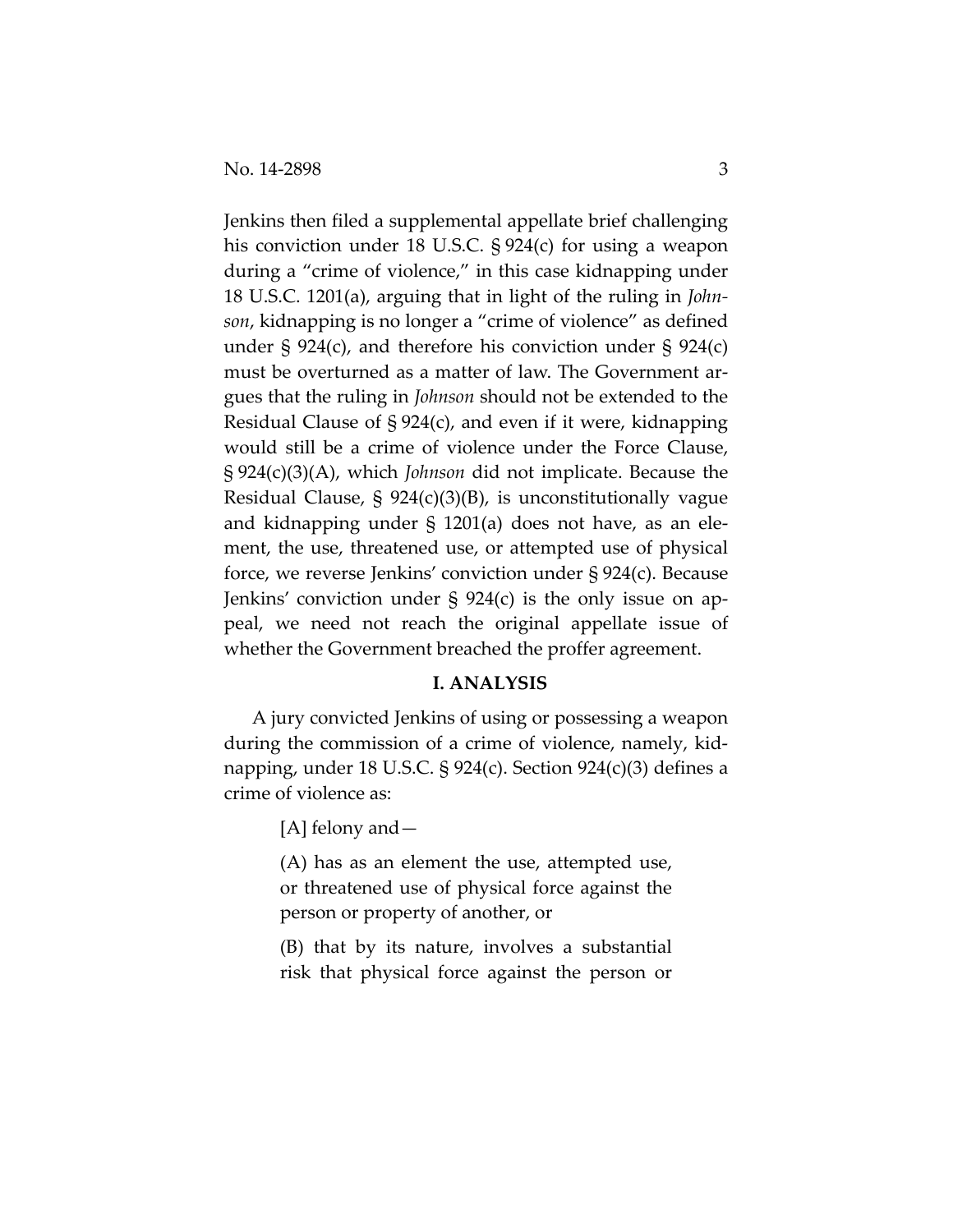Jenkins then filed a supplemental appellate brief challenging his conviction under 18 U.S.C. § 924(c) for using a weapon during a "crime of violence," in this case kidnapping under 18 U.S.C. 1201(a), arguing that in light of the ruling in *Johnson*, kidnapping is no longer a "crime of violence" as defined under § 924(c), and therefore his conviction under § 924(c) must be overturned as a matter of law. The Government argues that the ruling in *Johnson* should not be extended to the Residual Clause of § 924(c), and even if it were, kidnapping would still be a crime of violence under the Force Clause, § 924(c)(3)(A), which *Johnson* did not implicate. Because the Residual Clause, § 924(c)(3)(B), is unconstitutionally vague and kidnapping under § 1201(a) does not have, as an element, the use, threatened use, or attempted use of physical force, we reverse Jenkins' conviction under § 924(c). Because Jenkins' conviction under § 924(c) is the only issue on appeal, we need not reach the original appellate issue of whether the Government breached the proffer agreement.

## I. ANALYSIS

A jury convicted Jenkins of using or possessing a weapon during the commission of a crime of violence, namely, kidnapping, under 18 U.S.C. § 924(c). Section 924(c)(3) defines a crime of violence as:

> [A] felony and—
>
> (A) has as an element the use, attempted use, or threatened use of physical force against the person or property of another, or
>
> (B) that by its nature, involves a substantial risk that physical force against the person or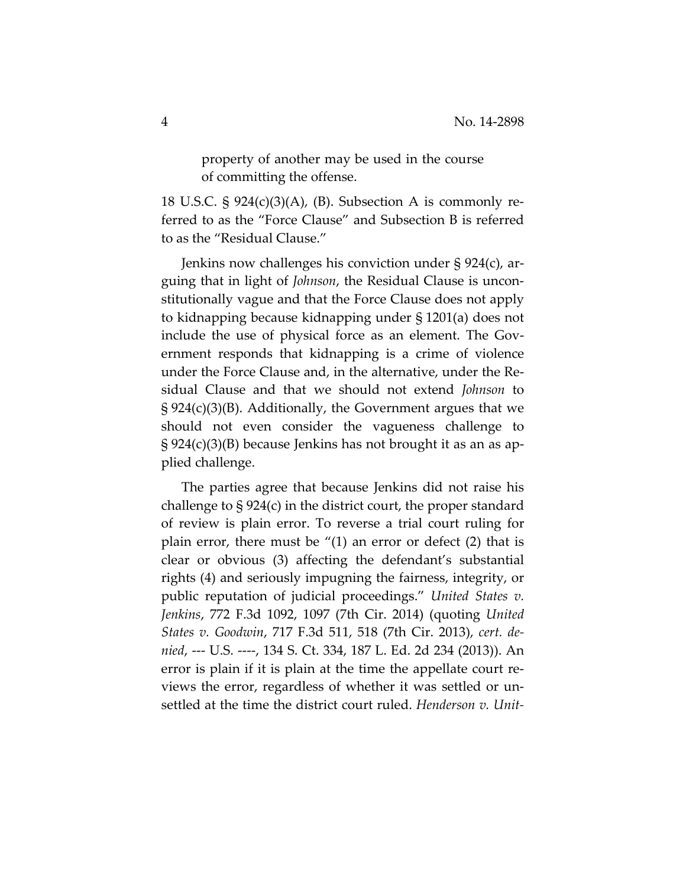> property of another may be used in the course of committing the offense.

18 U.S.C. § 924(c)(3)(A), (B). Subsection A is commonly referred to as the "Force Clause" and Subsection B is referred to as the "Residual Clause."

Jenkins now challenges his conviction under § 924(c), arguing that in light of *Johnson*, the Residual Clause is unconstitutionally vague and that the Force Clause does not apply to kidnapping because kidnapping under § 1201(a) does not include the use of physical force as an element. The Government responds that kidnapping is a crime of violence under the Force Clause and, in the alternative, under the Residual Clause and that we should not extend *Johnson* to § 924(c)(3)(B). Additionally, the Government argues that we should not even consider the vagueness challenge to § 924(c)(3)(B) because Jenkins has not brought it as an as applied challenge.

The parties agree that because Jenkins did not raise his challenge to § 924(c) in the district court, the proper standard of review is plain error. To reverse a trial court ruling for plain error, there must be "(1) an error or defect (2) that is clear or obvious (3) affecting the defendant's substantial rights (4) and seriously impugning the fairness, integrity, or public reputation of judicial proceedings." *United States v. Jenkins*, 772 F.3d 1092, 1097 (7th Cir. 2014) (quoting *United States v. Goodwin*, 717 F.3d 511, 518 (7th Cir. 2013), *cert. denied*, --- U.S. ----, 134 S. Ct. 334, 187 L. Ed. 2d 234 (2013)). An error is plain if it is plain at the time the appellate court reviews the error, regardless of whether it was settled or unsettled at the time the district court ruled. *Henderson v. Unit-*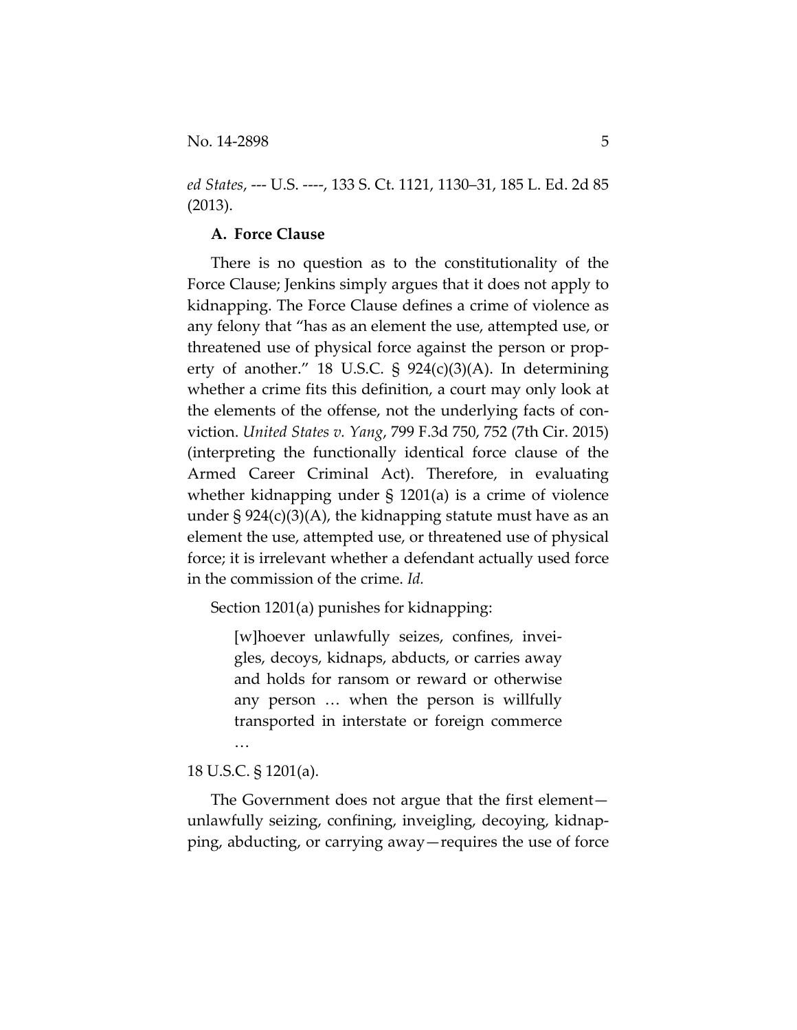*ed States*, --- U.S. ----, 133 S. Ct. 1121, 1130–31, 185 L. Ed. 2d 85 (2013).

### A. Force Clause

There is no question as to the constitutionality of the Force Clause; Jenkins simply argues that it does not apply to kidnapping. The Force Clause defines a crime of violence as any felony that "has as an element the use, attempted use, or threatened use of physical force against the person or property of another." 18 U.S.C. § 924(c)(3)(A). In determining whether a crime fits this definition, a court may only look at the elements of the offense, not the underlying facts of conviction. *United States v. Yang*, 799 F.3d 750, 752 (7th Cir. 2015) (interpreting the functionally identical force clause of the Armed Career Criminal Act). Therefore, in evaluating whether kidnapping under § 1201(a) is a crime of violence under § 924(c)(3)(A), the kidnapping statute must have as an element the use, attempted use, or threatened use of physical force; it is irrelevant whether a defendant actually used force in the commission of the crime. *Id.*

Section 1201(a) punishes for kidnapping:

> [w]hoever unlawfully seizes, confines, inveigles, decoys, kidnaps, abducts, or carries away and holds for ransom or reward or otherwise any person … when the person is willfully transported in interstate or foreign commerce …

18 U.S.C. § 1201(a).

The Government does not argue that the first element—unlawfully seizing, confining, inveigling, decoying, kidnapping, abducting, or carrying away—requires the use of force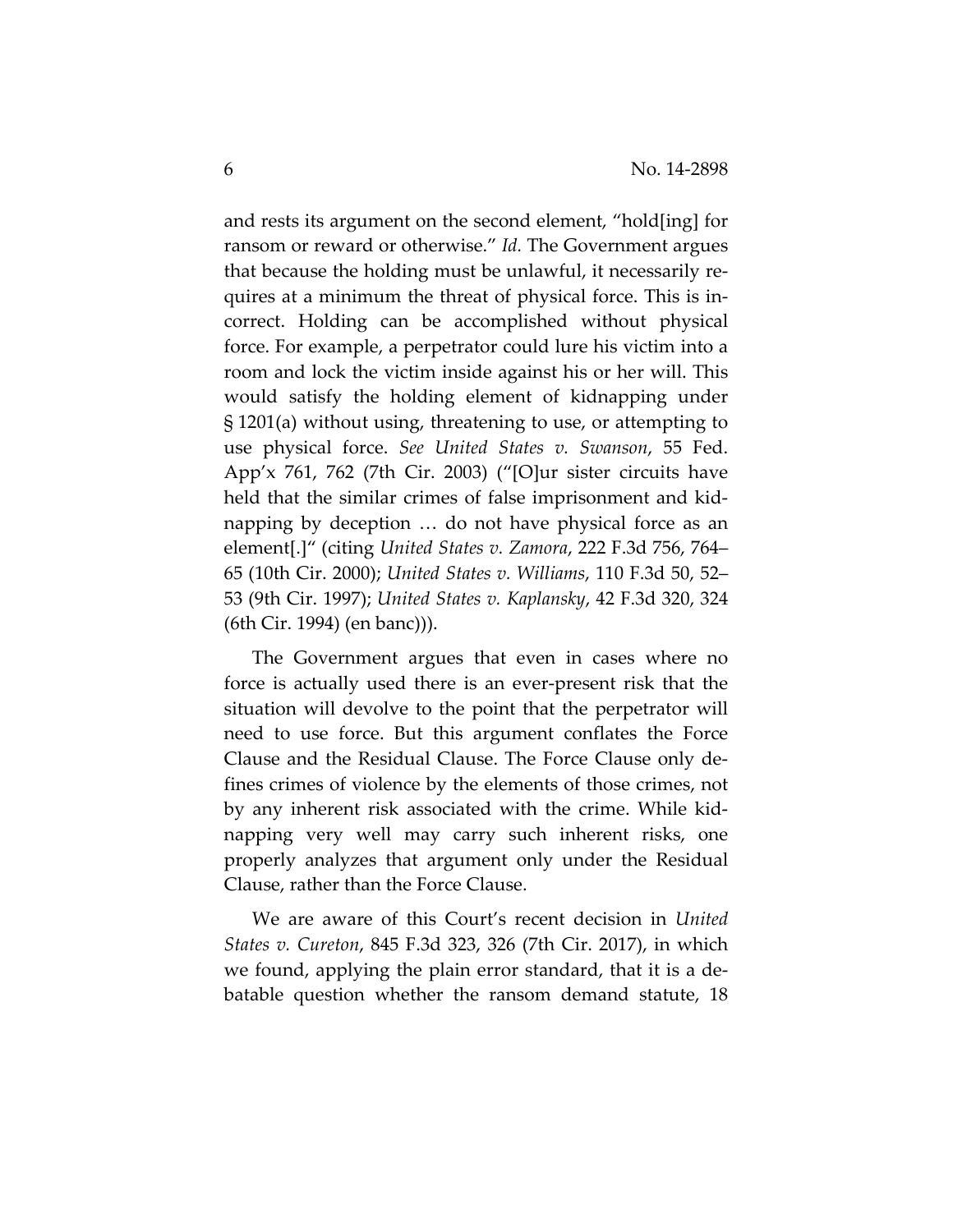and rests its argument on the second element, "hold[ing] for ransom or reward or otherwise." *Id.* The Government argues that because the holding must be unlawful, it necessarily requires at a minimum the threat of physical force. This is incorrect. Holding can be accomplished without physical force. For example, a perpetrator could lure his victim into a room and lock the victim inside against his or her will. This would satisfy the holding element of kidnapping under § 1201(a) without using, threatening to use, or attempting to use physical force. *See United States v. Swanson*, 55 Fed. App'x 761, 762 (7th Cir. 2003) ("[O]ur sister circuits have held that the similar crimes of false imprisonment and kidnapping by deception … do not have physical force as an element[.]" (citing *United States v. Zamora*, 222 F.3d 756, 764–65 (10th Cir. 2000); *United States v. Williams*, 110 F.3d 50, 52–53 (9th Cir. 1997); *United States v. Kaplansky*, 42 F.3d 320, 324 (6th Cir. 1994) (en banc))).

The Government argues that even in cases where no force is actually used there is an ever-present risk that the situation will devolve to the point that the perpetrator will need to use force. But this argument conflates the Force Clause and the Residual Clause. The Force Clause only defines crimes of violence by the elements of those crimes, not by any inherent risk associated with the crime. While kidnapping very well may carry such inherent risks, one properly analyzes that argument only under the Residual Clause, rather than the Force Clause.

We are aware of this Court's recent decision in *United States v. Cureton*, 845 F.3d 323, 326 (7th Cir. 2017), in which we found, applying the plain error standard, that it is a debatable question whether the ransom demand statute, 18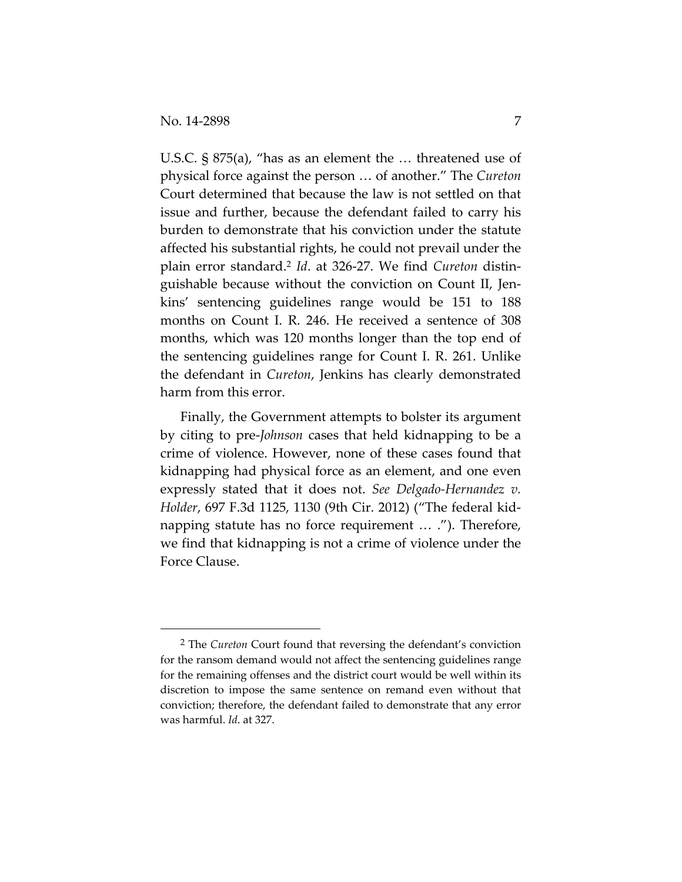U.S.C. § 875(a), "has as an element the … threatened use of physical force against the person … of another." The *Cureton* Court determined that because the law is not settled on that issue and further, because the defendant failed to carry his burden to demonstrate that his conviction under the statute affected his substantial rights, he could not prevail under the plain error standard.[2] *Id*. at 326-27. We find *Cureton* distinguishable because without the conviction on Count II, Jenkins' sentencing guidelines range would be 151 to 188 months on Count I. R. 246. He received a sentence of 308 months, which was 120 months longer than the top end of the sentencing guidelines range for Count I. R. 261. Unlike the defendant in *Cureton*, Jenkins has clearly demonstrated harm from this error.

Finally, the Government attempts to bolster its argument by citing to pre-*Johnson* cases that held kidnapping to be a crime of violence. However, none of these cases found that kidnapping had physical force as an element, and one even expressly stated that it does not. *See Delgado-Hernandez v. Holder*, 697 F.3d 1125, 1130 (9th Cir. 2012) ("The federal kidnapping statute has no force requirement … ."). Therefore, we find that kidnapping is not a crime of violence under the Force Clause.

---

[2] The *Cureton* Court found that reversing the defendant's conviction for the ransom demand would not affect the sentencing guidelines range for the remaining offenses and the district court would be well within its discretion to impose the same sentence on remand even without that conviction; therefore, the defendant failed to demonstrate that any error was harmful. *Id*. at 327.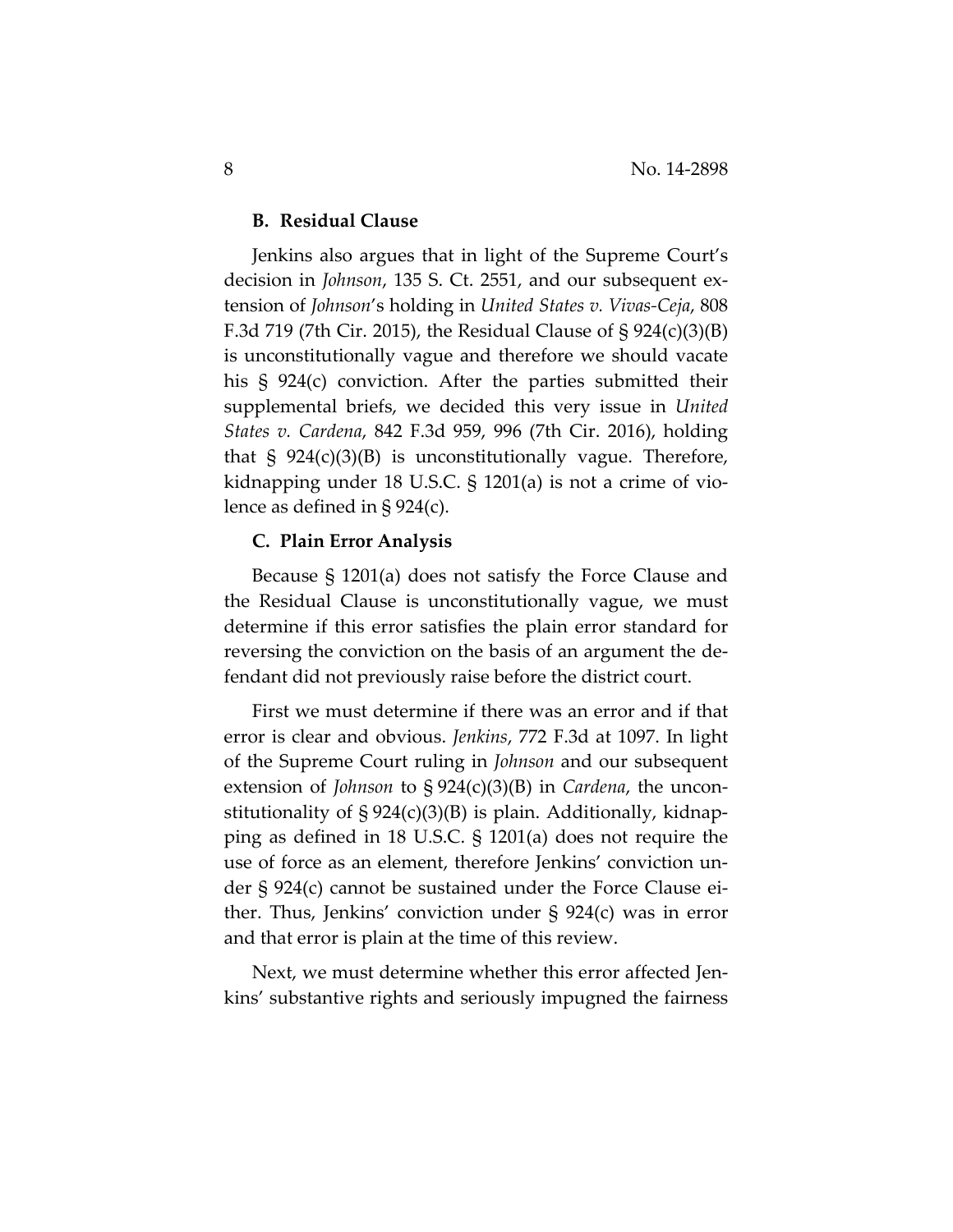**B. Residual Clause**

Jenkins also argues that in light of the Supreme Court's decision in *Johnson*, 135 S. Ct. 2551, and our subsequent extension of *Johnson*'s holding in *United States v. Vivas-Ceja*, 808 F.3d 719 (7th Cir. 2015), the Residual Clause of § 924(c)(3)(B) is unconstitutionally vague and therefore we should vacate his § 924(c) conviction. After the parties submitted their supplemental briefs, we decided this very issue in *United States v. Cardena*, 842 F.3d 959, 996 (7th Cir. 2016), holding that § 924(c)(3)(B) is unconstitutionally vague. Therefore, kidnapping under 18 U.S.C. § 1201(a) is not a crime of violence as defined in § 924(c).

**C. Plain Error Analysis**

Because § 1201(a) does not satisfy the Force Clause and the Residual Clause is unconstitutionally vague, we must determine if this error satisfies the plain error standard for reversing the conviction on the basis of an argument the defendant did not previously raise before the district court.

First we must determine if there was an error and if that error is clear and obvious. *Jenkins*, 772 F.3d at 1097. In light of the Supreme Court ruling in *Johnson* and our subsequent extension of *Johnson* to § 924(c)(3)(B) in *Cardena*, the unconstitutionality of § 924(c)(3)(B) is plain. Additionally, kidnapping as defined in 18 U.S.C. § 1201(a) does not require the use of force as an element, therefore Jenkins' conviction under § 924(c) cannot be sustained under the Force Clause either. Thus, Jenkins' conviction under § 924(c) was in error and that error is plain at the time of this review.

Next, we must determine whether this error affected Jenkins' substantive rights and seriously impugned the fairness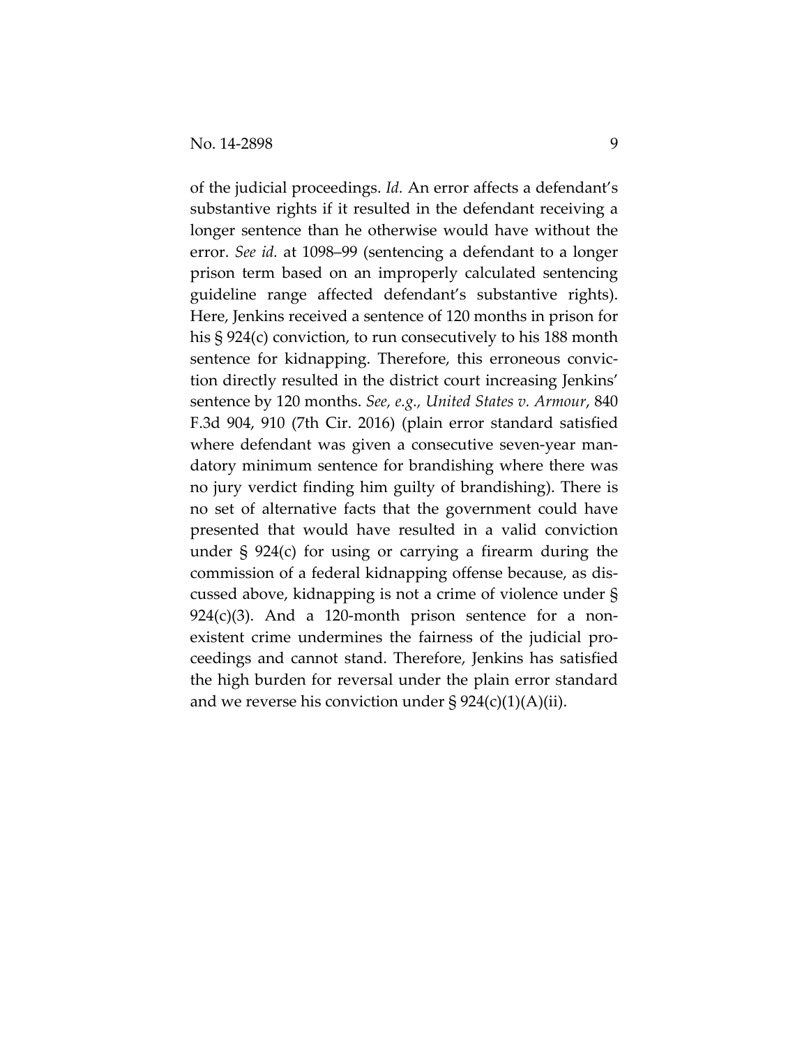of the judicial proceedings. *Id.* An error affects a defendant's substantive rights if it resulted in the defendant receiving a longer sentence than he otherwise would have without the error. *See id.* at 1098–99 (sentencing a defendant to a longer prison term based on an improperly calculated sentencing guideline range affected defendant's substantive rights). Here, Jenkins received a sentence of 120 months in prison for his § 924(c) conviction, to run consecutively to his 188 month sentence for kidnapping. Therefore, this erroneous conviction directly resulted in the district court increasing Jenkins' sentence by 120 months. *See, e.g., United States v. Armour*, 840 F.3d 904, 910 (7th Cir. 2016) (plain error standard satisfied where defendant was given a consecutive seven-year mandatory minimum sentence for brandishing where there was no jury verdict finding him guilty of brandishing). There is no set of alternative facts that the government could have presented that would have resulted in a valid conviction under § 924(c) for using or carrying a firearm during the commission of a federal kidnapping offense because, as discussed above, kidnapping is not a crime of violence under § 924(c)(3). And a 120-month prison sentence for a nonexistent crime undermines the fairness of the judicial proceedings and cannot stand. Therefore, Jenkins has satisfied the high burden for reversal under the plain error standard and we reverse his conviction under § 924(c)(1)(A)(ii).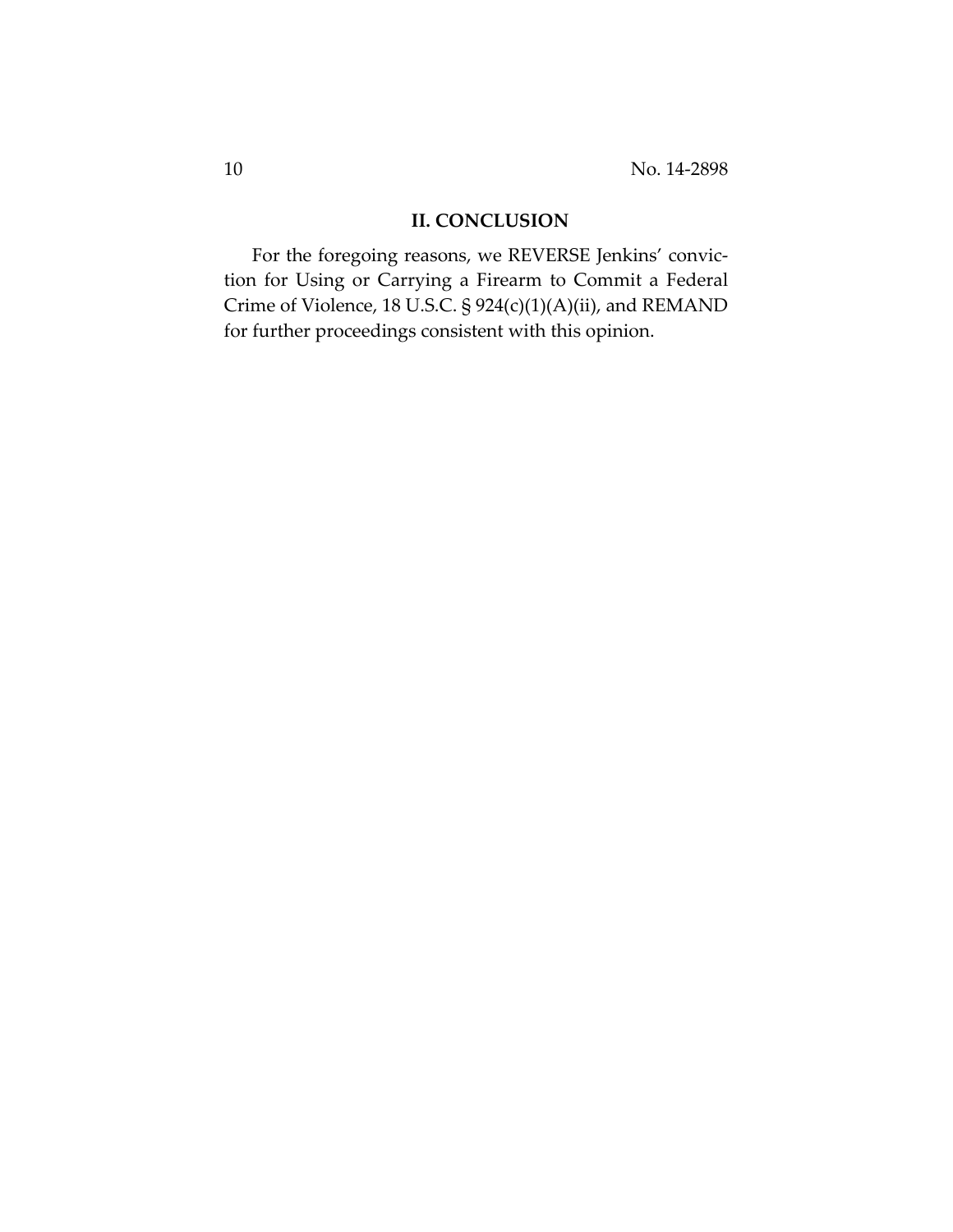## II. CONCLUSION

For the foregoing reasons, we REVERSE Jenkins' conviction for Using or Carrying a Firearm to Commit a Federal Crime of Violence, 18 U.S.C. § 924(c)(1)(A)(ii), and REMAND for further proceedings consistent with this opinion.